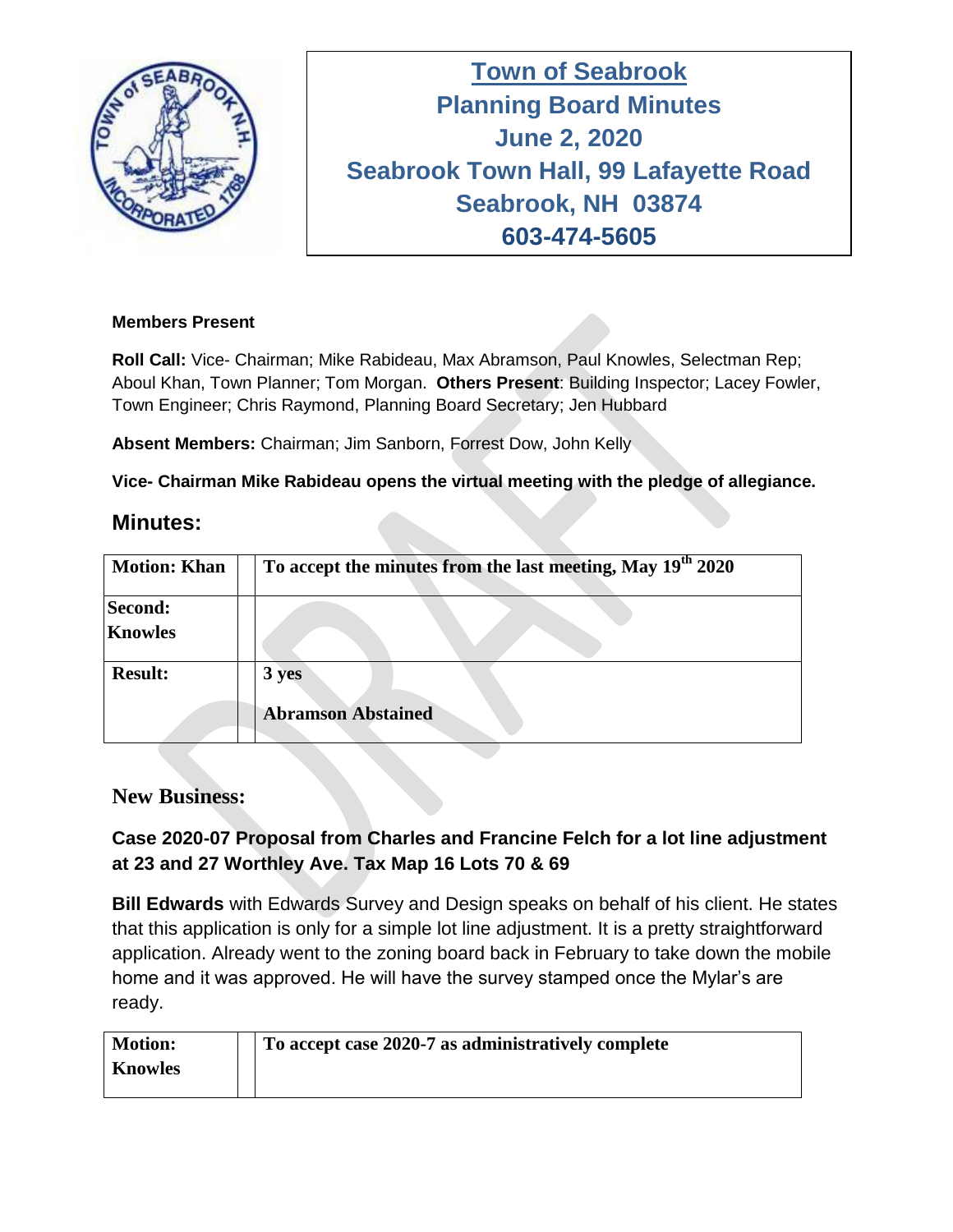# Town of Seabrook
## Planning Board Minutes
## June 2, 2020
## Seabrook Town Hall, 99 Lafayette Road
## Seabrook, NH 03874
## 603-474-5605

**Members Present**

**Roll Call:** Vice- Chairman; Mike Rabideau, Max Abramson, Paul Knowles, Selectman Rep; Aboul Khan, Town Planner; Tom Morgan. **Others Present**: Building Inspector; Lacey Fowler, Town Engineer; Chris Raymond, Planning Board Secretary; Jen Hubbard

**Absent Members:** Chairman; Jim Sanborn, Forrest Dow, John Kelly

**Vice- Chairman Mike Rabideau opens the virtual meeting with the pledge of allegiance.**

## Minutes:

| **Motion: Khan** | | **To accept the minutes from the last meeting, May 19th 2020** |
|---|---|---|
| **Second: Knowles** | | |
| **Result:** | | **3 yes**<br><br>**Abramson Abstained** |

## New Business:

### Case 2020-07 Proposal from Charles and Francine Felch for a lot line adjustment at 23 and 27 Worthley Ave. Tax Map 16 Lots 70 & 69

**Bill Edwards** with Edwards Survey and Design speaks on behalf of his client. He states that this application is only for a simple lot line adjustment. It is a pretty straightforward application. Already went to the zoning board back in February to take down the mobile home and it was approved. He will have the survey stamped once the Mylar's are ready.

| **Motion: Knowles** | | **To accept case 2020-7 as administratively complete** |
|---|---|---|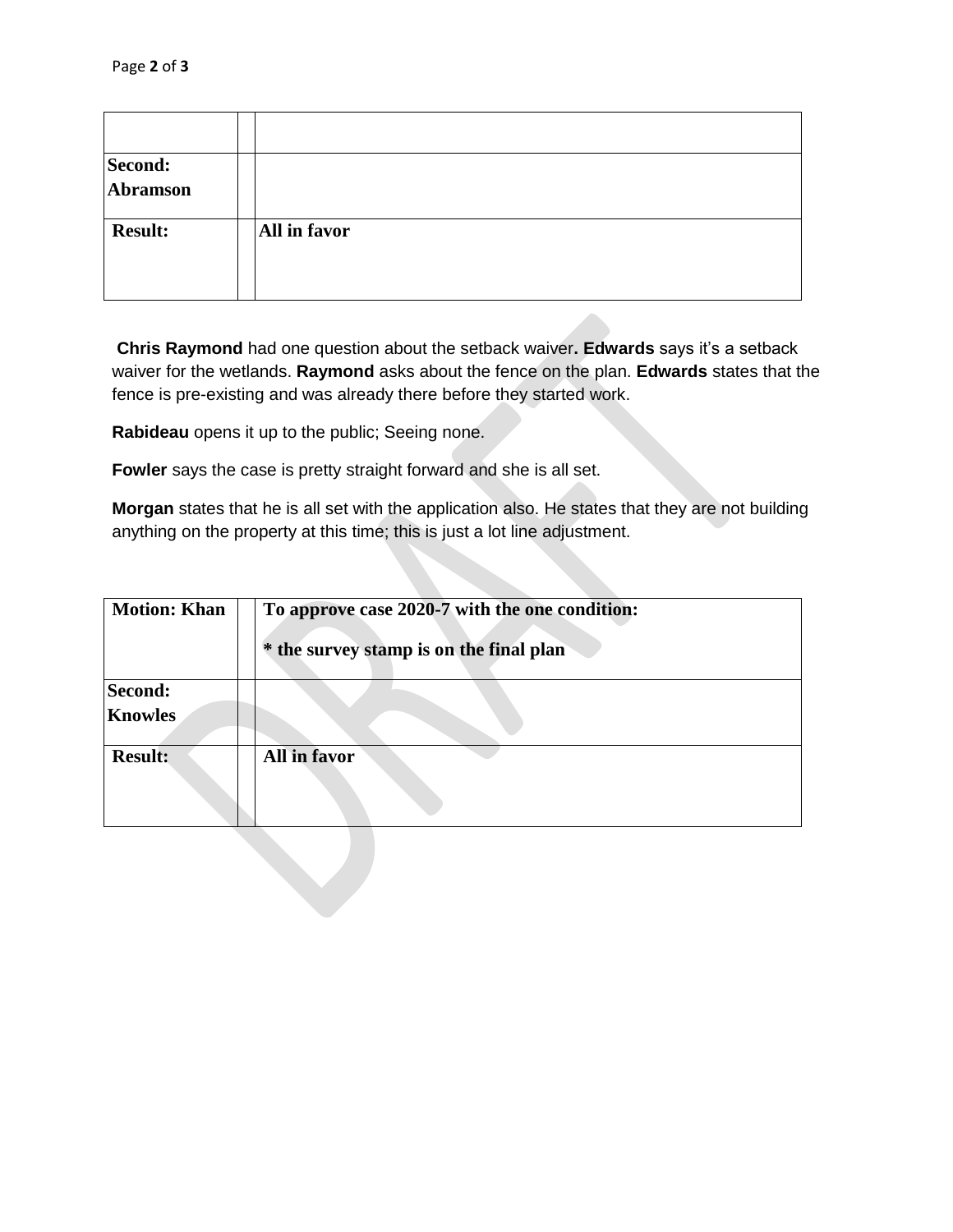| | | |
|---|---|---|
| **Second: Abramson** | | |
| **Result:** | | **All in favor** |

**Chris Raymond** had one question about the setback waiver**. Edwards** says it's a setback waiver for the wetlands. **Raymond** asks about the fence on the plan. **Edwards** states that the fence is pre-existing and was already there before they started work.

**Rabideau** opens it up to the public; Seeing none.

**Fowler** says the case is pretty straight forward and she is all set.

**Morgan** states that he is all set with the application also. He states that they are not building anything on the property at this time; this is just a lot line adjustment.

| **Motion: Khan** | | **To approve case 2020-7 with the one condition:** <br><br> **\* the survey stamp is on the final plan** |
|---|---|---|
| **Second: Knowles** | | |
| **Result:** | | **All in favor** |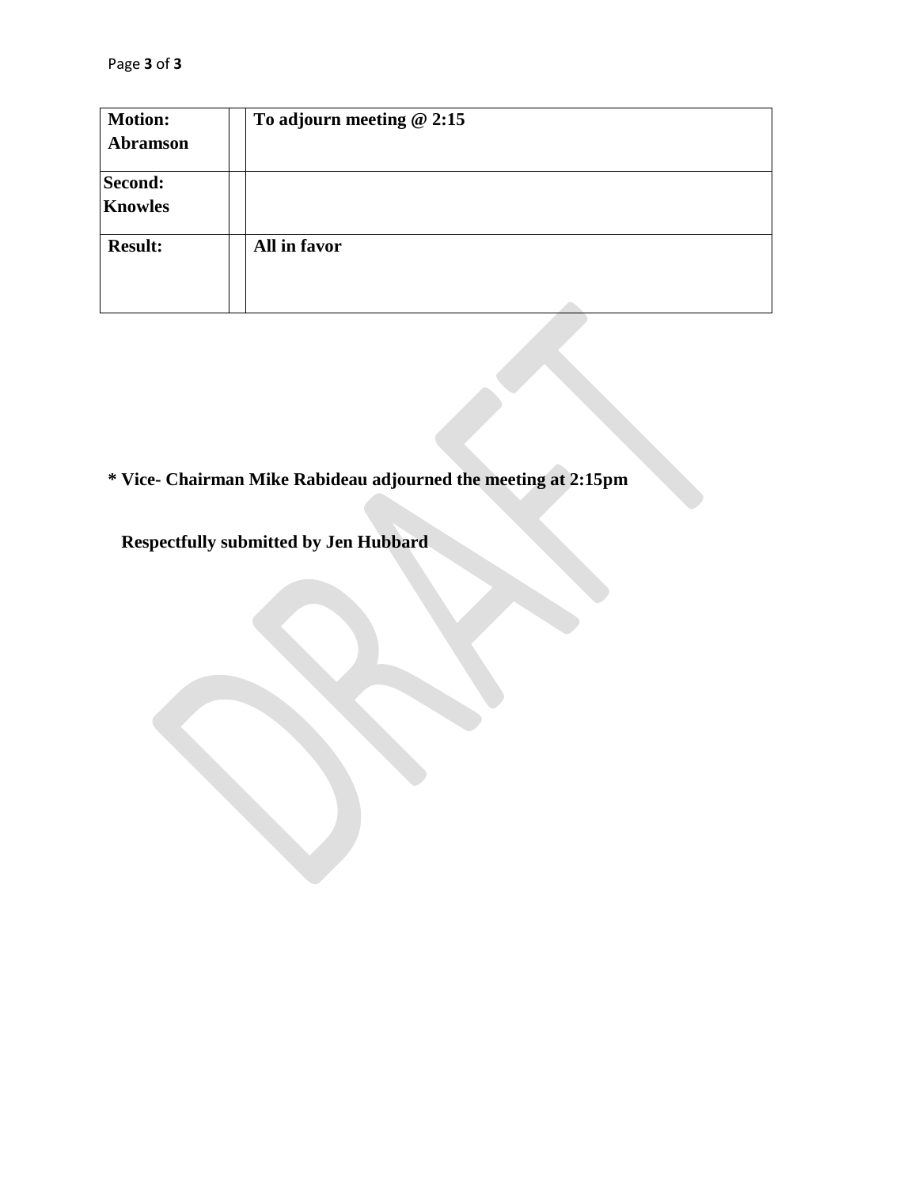| | | |
|---|---|---|
| **Motion: Abramson** | | **To adjourn meeting @ 2:15** |
| **Second: Knowles** | | |
| **Result:** | | **All in favor** |

**\* Vice- Chairman Mike Rabideau adjourned the meeting at 2:15pm**

**Respectfully submitted by Jen Hubbard**